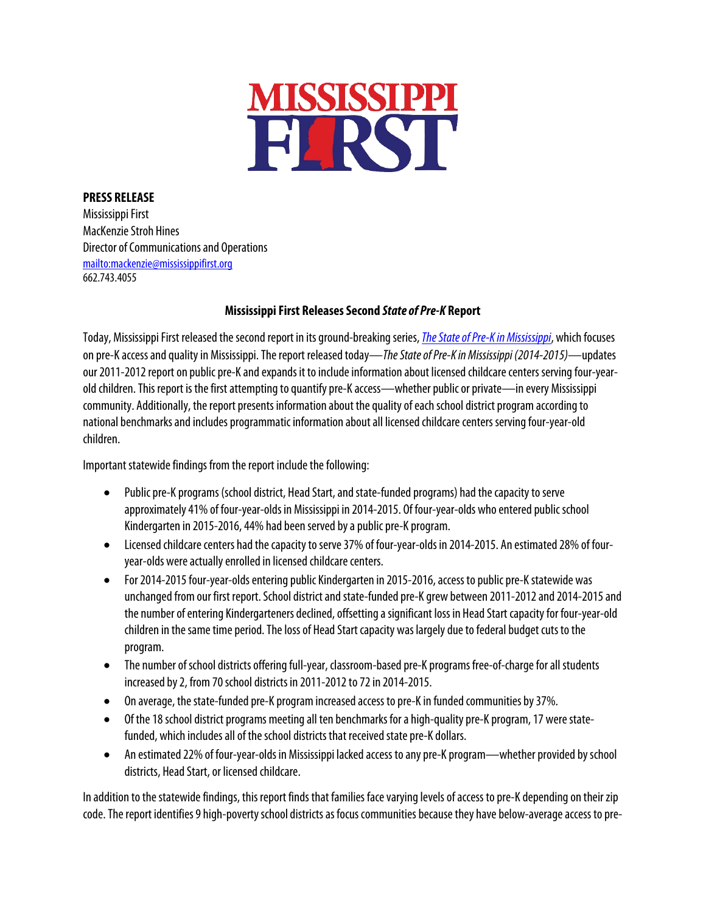# MISSISSIPPI FIRST

**PRESS RELEASE**
Mississippi First
MacKenzie Stroh Hines
Director of Communications and Operations
[mailto:mackenzie@mississippifirst.org](mailto:mackenzie@mississippifirst.org)
662.743.4055

## Mississippi First Releases Second *State of Pre-K* Report

Today, Mississippi First released the second report in its ground-breaking series, *The State of Pre-K in Mississippi*, which focuses on pre-K access and quality in Mississippi. The report released today—*The State of Pre-K in Mississippi (2014-2015)*—updates our 2011-2012 report on public pre-K and expands it to include information about licensed childcare centers serving four-year-old children. This report is the first attempting to quantify pre-K access—whether public or private—in every Mississippi community. Additionally, the report presents information about the quality of each school district program according to national benchmarks and includes programmatic information about all licensed childcare centers serving four-year-old children.

Important statewide findings from the report include the following:

- Public pre-K programs (school district, Head Start, and state-funded programs) had the capacity to serve approximately 41% of four-year-olds in Mississippi in 2014-2015. Of four-year-olds who entered public school Kindergarten in 2015-2016, 44% had been served by a public pre-K program.
- Licensed childcare centers had the capacity to serve 37% of four-year-olds in 2014-2015. An estimated 28% of four-year-olds were actually enrolled in licensed childcare centers.
- For 2014-2015 four-year-olds entering public Kindergarten in 2015-2016, access to public pre-K statewide was unchanged from our first report. School district and state-funded pre-K grew between 2011-2012 and 2014-2015 and the number of entering Kindergarteners declined, offsetting a significant loss in Head Start capacity for four-year-old children in the same time period. The loss of Head Start capacity was largely due to federal budget cuts to the program.
- The number of school districts offering full-year, classroom-based pre-K programs free-of-charge for all students increased by 2, from 70 school districts in 2011-2012 to 72 in 2014-2015.
- On average, the state-funded pre-K program increased access to pre-K in funded communities by 37%.
- Of the 18 school district programs meeting all ten benchmarks for a high-quality pre-K program, 17 were state-funded, which includes all of the school districts that received state pre-K dollars.
- An estimated 22% of four-year-olds in Mississippi lacked access to any pre-K program—whether provided by school districts, Head Start, or licensed childcare.

In addition to the statewide findings, this report finds that families face varying levels of access to pre-K depending on their zip code. The report identifies 9 high-poverty school districts as focus communities because they have below-average access to pre-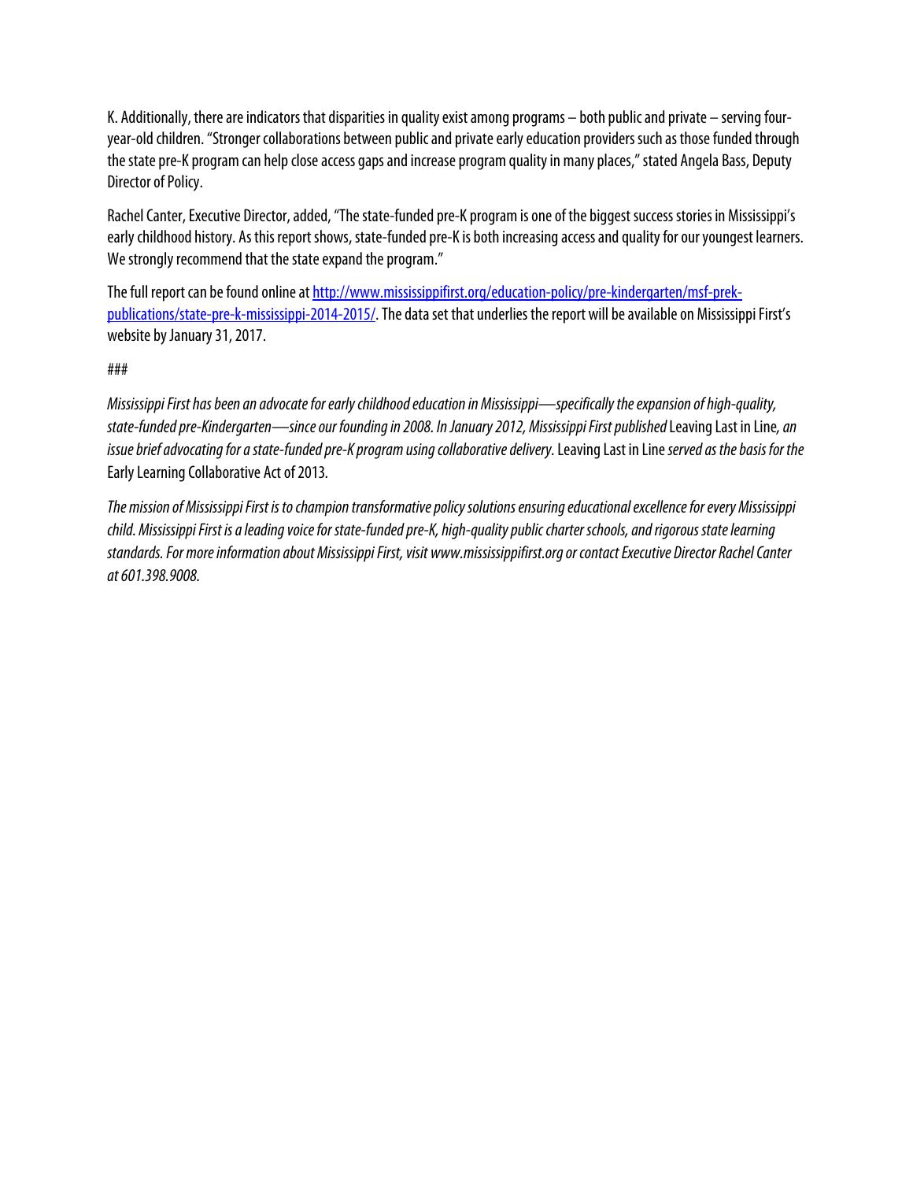K. Additionally, there are indicators that disparities in quality exist among programs – both public and private – serving four-year-old children. "Stronger collaborations between public and private early education providers such as those funded through the state pre-K program can help close access gaps and increase program quality in many places," stated Angela Bass, Deputy Director of Policy.

Rachel Canter, Executive Director, added, "The state-funded pre-K program is one of the biggest success stories in Mississippi's early childhood history. As this report shows, state-funded pre-K is both increasing access and quality for our youngest learners. We strongly recommend that the state expand the program."

The full report can be found online at [http://www.mississippifirst.org/education-policy/pre-kindergarten/msf-prek-publications/state-pre-k-mississippi-2014-2015/](http://www.mississippifirst.org/education-policy/pre-kindergarten/msf-prek-publications/state-pre-k-mississippi-2014-2015/). The data set that underlies the report will be available on Mississippi First's website by January 31, 2017.

###

*Mississippi First has been an advocate for early childhood education in Mississippi—specifically the expansion of high-quality, state-funded pre-Kindergarten—since our founding in 2008. In January 2012, Mississippi First published* Leaving Last in Line*, an issue brief advocating for a state-funded pre-K program using collaborative delivery.* Leaving Last in Line *served as the basis for the* Early Learning Collaborative Act of 2013*.*

*The mission of Mississippi First is to champion transformative policy solutions ensuring educational excellence for every Mississippi child. Mississippi First is a leading voice for state-funded pre-K, high-quality public charter schools, and rigorous state learning standards. For more information about Mississippi First, visit www.mississippifirst.org or contact Executive Director Rachel Canter at 601.398.9008.*